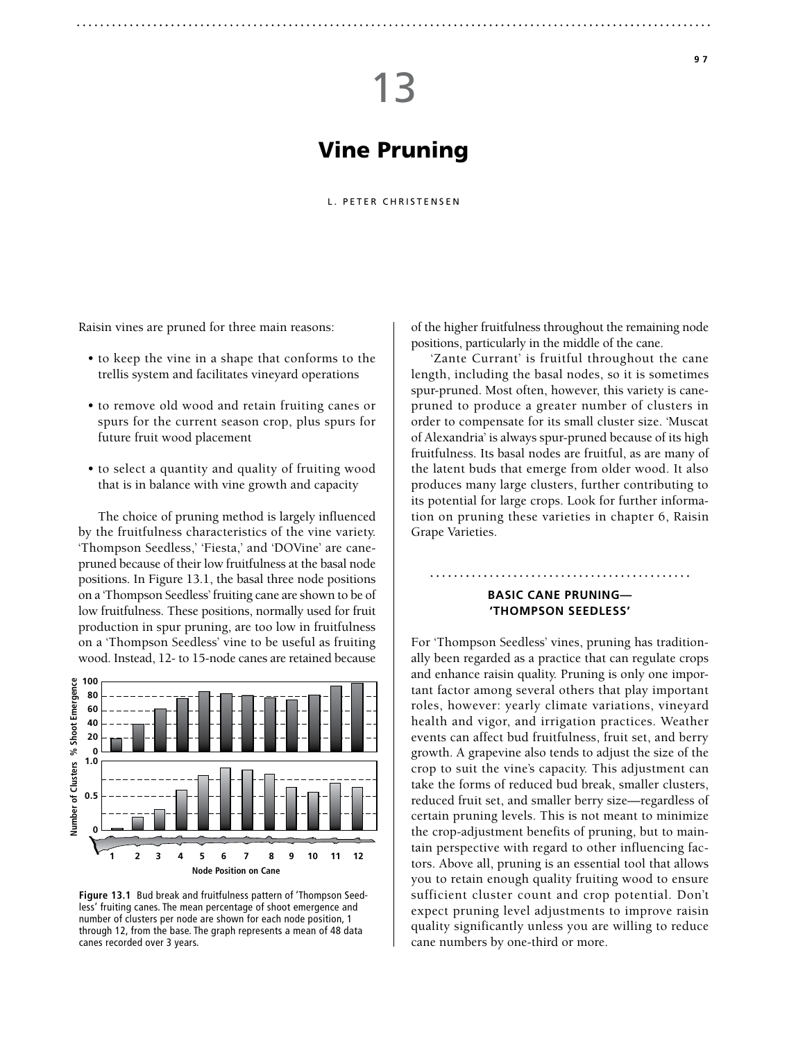# 13

# Vine Pruning

L. PETER CHRISTENSEN

Raisin vines are pruned for three main reasons:

- to keep the vine in a shape that conforms to the trellis system and facilitates vineyard operations
- to remove old wood and retain fruiting canes or spurs for the current season crop, plus spurs for future fruit wood placement
- to select a quantity and quality of fruiting wood that is in balance with vine growth and capacity

The choice of pruning method is largely influenced by the fruitfulness characteristics of the vine variety. 'Thompson Seedless,' 'Fiesta,' and 'DOVine' are cane-pruned because of their low fruitfulness at the basal node positions. In Figure 13.1, the basal three node positions on a 'Thompson Seedless' fruiting cane are shown to be of low fruitfulness. These positions, normally used for fruit production in spur pruning, are too low in fruitfulness on a 'Thompson Seedless' vine to be useful as fruiting wood. Instead, 12- to 15-node canes are retained because of the higher fruitfulness throughout the remaining node positions, particularly in the middle of the cane.

**Figure 13.1** Bud break and fruitfulness pattern of 'Thompson Seedless' fruiting canes. The mean percentage of shoot emergence and number of clusters per node are shown for each node position, 1 through 12, from the base. The graph represents a mean of 48 data canes recorded over 3 years.

'Zante Currant' is fruitful throughout the cane length, including the basal nodes, so it is sometimes spur-pruned. Most often, however, this variety is cane-pruned to produce a greater number of clusters in order to compensate for its small cluster size. 'Muscat of Alexandria' is always spur-pruned because of its high fruitfulness. Its basal nodes are fruitful, as are many of the latent buds that emerge from older wood. It also produces many large clusters, further contributing to its potential for large crops. Look for further information on pruning these varieties in chapter 6, Raisin Grape Varieties.

## BASIC CANE PRUNING—'THOMPSON SEEDLESS'

For 'Thompson Seedless' vines, pruning has traditionally been regarded as a practice that can regulate crops and enhance raisin quality. Pruning is only one important factor among several others that play important roles, however: yearly climate variations, vineyard health and vigor, and irrigation practices. Weather events can affect bud fruitfulness, fruit set, and berry growth. A grapevine also tends to adjust the size of the crop to suit the vine's capacity. This adjustment can take the forms of reduced bud break, smaller clusters, reduced fruit set, and smaller berry size—regardless of certain pruning levels. This is not meant to minimize the crop-adjustment benefits of pruning, but to maintain perspective with regard to other influencing factors. Above all, pruning is an essential tool that allows you to retain enough quality fruiting wood to ensure sufficient cluster count and crop potential. Don't expect pruning level adjustments to improve raisin quality significantly unless you are willing to reduce cane numbers by one-third or more.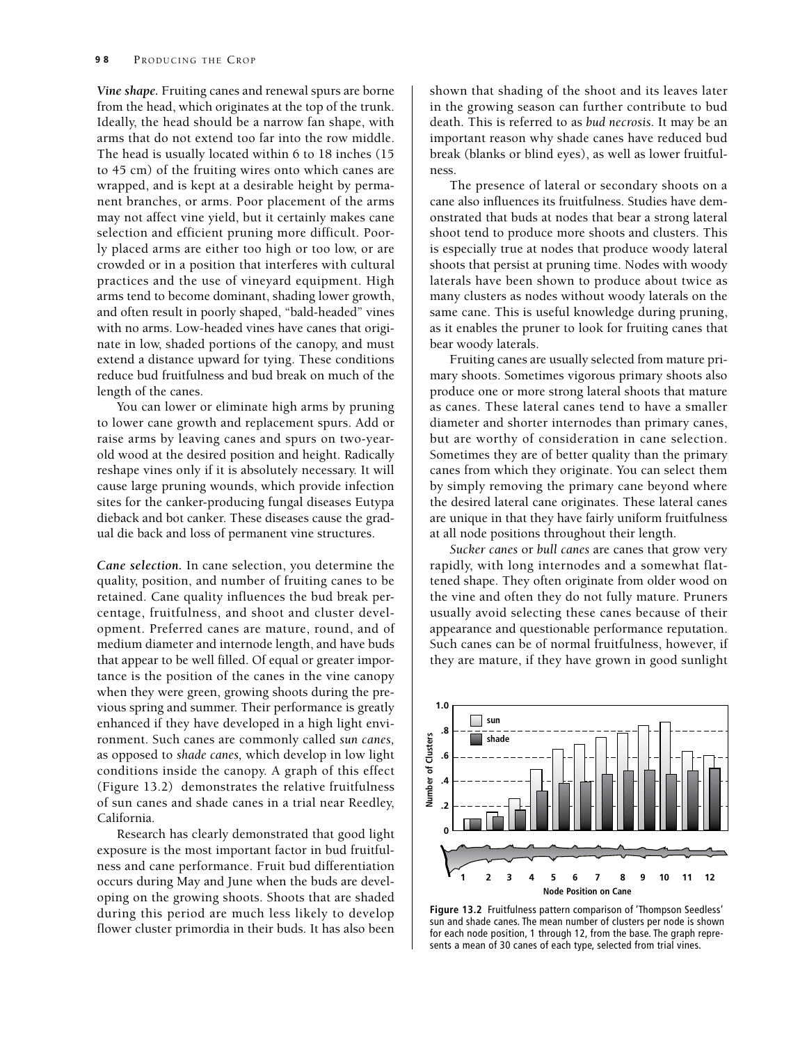*Vine shape.* Fruiting canes and renewal spurs are borne from the head, which originates at the top of the trunk. Ideally, the head should be a narrow fan shape, with arms that do not extend too far into the row middle. The head is usually located within 6 to 18 inches (15 to 45 cm) of the fruiting wires onto which canes are wrapped, and is kept at a desirable height by permanent branches, or arms. Poor placement of the arms may not affect vine yield, but it certainly makes cane selection and efficient pruning more difficult. Poorly placed arms are either too high or too low, or are crowded or in a position that interferes with cultural practices and the use of vineyard equipment. High arms tend to become dominant, shading lower growth, and often result in poorly shaped, "bald-headed" vines with no arms. Low-headed vines have canes that originate in low, shaded portions of the canopy, and must extend a distance upward for tying. These conditions reduce bud fruitfulness and bud break on much of the length of the canes.

You can lower or eliminate high arms by pruning to lower cane growth and replacement spurs. Add or raise arms by leaving canes and spurs on two-year-old wood at the desired position and height. Radically reshape vines only if it is absolutely necessary. It will cause large pruning wounds, which provide infection sites for the canker-producing fungal diseases Eutypa dieback and bot canker. These diseases cause the gradual die back and loss of permanent vine structures.

*Cane selection.* In cane selection, you determine the quality, position, and number of fruiting canes to be retained. Cane quality influences the bud break percentage, fruitfulness, and shoot and cluster development. Preferred canes are mature, round, and of medium diameter and internode length, and have buds that appear to be well filled. Of equal or greater importance is the position of the canes in the vine canopy when they were green, growing shoots during the previous spring and summer. Their performance is greatly enhanced if they have developed in a high light environment. Such canes are commonly called *sun canes,* as opposed to *shade canes,* which develop in low light conditions inside the canopy. A graph of this effect (Figure 13.2) demonstrates the relative fruitfulness of sun canes and shade canes in a trial near Reedley, California.

Research has clearly demonstrated that good light exposure is the most important factor in bud fruitfulness and cane performance. Fruit bud differentiation occurs during May and June when the buds are developing on the growing shoots. Shoots that are shaded during this period are much less likely to develop flower cluster primordia in their buds. It has also been shown that shading of the shoot and its leaves later in the growing season can further contribute to bud death. This is referred to as *bud necrosis.* It may be an important reason why shade canes have reduced bud break (blanks or blind eyes), as well as lower fruitfulness.

The presence of lateral or secondary shoots on a cane also influences its fruitfulness. Studies have demonstrated that buds at nodes that bear a strong lateral shoot tend to produce more shoots and clusters. This is especially true at nodes that produce woody lateral shoots that persist at pruning time. Nodes with woody laterals have been shown to produce about twice as many clusters as nodes without woody laterals on the same cane. This is useful knowledge during pruning, as it enables the pruner to look for fruiting canes that bear woody laterals.

Fruiting canes are usually selected from mature primary shoots. Sometimes vigorous primary shoots also produce one or more strong lateral shoots that mature as canes. These lateral canes tend to have a smaller diameter and shorter internodes than primary canes, but are worthy of consideration in cane selection. Sometimes they are of better quality than the primary canes from which they originate. You can select them by simply removing the primary cane beyond where the desired lateral cane originates. These lateral canes are unique in that they have fairly uniform fruitfulness at all node positions throughout their length.

*Sucker canes* or *bull canes* are canes that grow very rapidly, with long internodes and a somewhat flattened shape. They often originate from older wood on the vine and often they do not fully mature. Pruners usually avoid selecting these canes because of their appearance and questionable performance reputation. Such canes can be of normal fruitfulness, however, if they are mature, if they have grown in good sunlight

**Figure 13.2** Fruitfulness pattern comparison of 'Thompson Seedless' sun and shade canes. The mean number of clusters per node is shown for each node position, 1 through 12, from the base. The graph represents a mean of 30 canes of each type, selected from trial vines.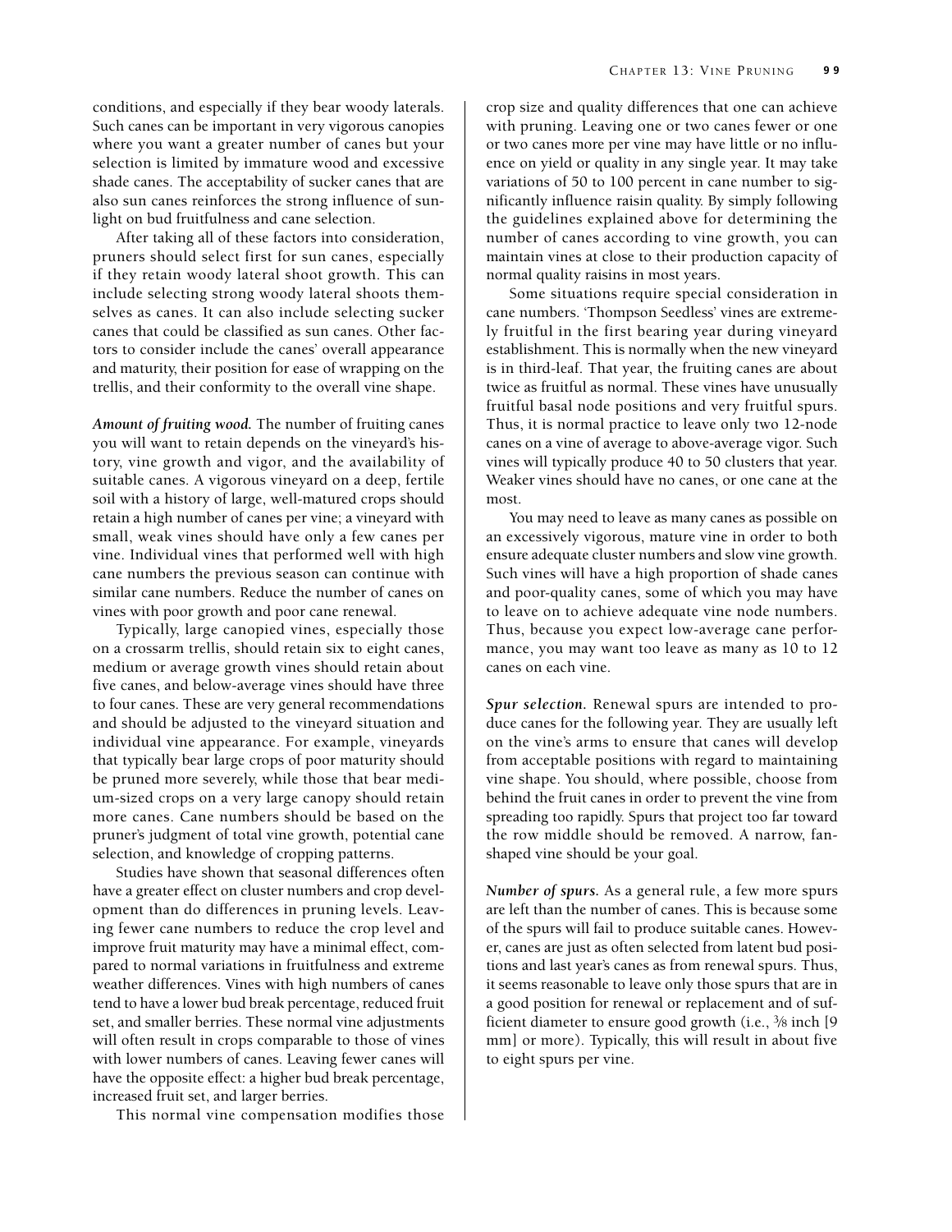conditions, and especially if they bear woody laterals. Such canes can be important in very vigorous canopies where you want a greater number of canes but your selection is limited by immature wood and excessive shade canes. The acceptability of sucker canes that are also sun canes reinforces the strong influence of sunlight on bud fruitfulness and cane selection.

After taking all of these factors into consideration, pruners should select first for sun canes, especially if they retain woody lateral shoot growth. This can include selecting strong woody lateral shoots themselves as canes. It can also include selecting sucker canes that could be classified as sun canes. Other factors to consider include the canes' overall appearance and maturity, their position for ease of wrapping on the trellis, and their conformity to the overall vine shape.

***Amount of fruiting wood.*** The number of fruiting canes you will want to retain depends on the vineyard's history, vine growth and vigor, and the availability of suitable canes. A vigorous vineyard on a deep, fertile soil with a history of large, well-matured crops should retain a high number of canes per vine; a vineyard with small, weak vines should have only a few canes per vine. Individual vines that performed well with high cane numbers the previous season can continue with similar cane numbers. Reduce the number of canes on vines with poor growth and poor cane renewal.

Typically, large canopied vines, especially those on a crossarm trellis, should retain six to eight canes, medium or average growth vines should retain about five canes, and below-average vines should have three to four canes. These are very general recommendations and should be adjusted to the vineyard situation and individual vine appearance. For example, vineyards that typically bear large crops of poor maturity should be pruned more severely, while those that bear medium-sized crops on a very large canopy should retain more canes. Cane numbers should be based on the pruner's judgment of total vine growth, potential cane selection, and knowledge of cropping patterns.

Studies have shown that seasonal differences often have a greater effect on cluster numbers and crop development than do differences in pruning levels. Leaving fewer cane numbers to reduce the crop level and improve fruit maturity may have a minimal effect, compared to normal variations in fruitfulness and extreme weather differences. Vines with high numbers of canes tend to have a lower bud break percentage, reduced fruit set, and smaller berries. These normal vine adjustments will often result in crops comparable to those of vines with lower numbers of canes. Leaving fewer canes will have the opposite effect: a higher bud break percentage, increased fruit set, and larger berries.

This normal vine compensation modifies those crop size and quality differences that one can achieve with pruning. Leaving one or two canes fewer or one or two canes more per vine may have little or no influence on yield or quality in any single year. It may take variations of 50 to 100 percent in cane number to significantly influence raisin quality. By simply following the guidelines explained above for determining the number of canes according to vine growth, you can maintain vines at close to their production capacity of normal quality raisins in most years.

Some situations require special consideration in cane numbers. 'Thompson Seedless' vines are extremely fruitful in the first bearing year during vineyard establishment. This is normally when the new vineyard is in third-leaf. That year, the fruiting canes are about twice as fruitful as normal. These vines have unusually fruitful basal node positions and very fruitful spurs. Thus, it is normal practice to leave only two 12-node canes on a vine of average to above-average vigor. Such vines will typically produce 40 to 50 clusters that year. Weaker vines should have no canes, or one cane at the most.

You may need to leave as many canes as possible on an excessively vigorous, mature vine in order to both ensure adequate cluster numbers and slow vine growth. Such vines will have a high proportion of shade canes and poor-quality canes, some of which you may have to leave on to achieve adequate vine node numbers. Thus, because you expect low-average cane performance, you may want too leave as many as 10 to 12 canes on each vine.

***Spur selection.*** Renewal spurs are intended to produce canes for the following year. They are usually left on the vine's arms to ensure that canes will develop from acceptable positions with regard to maintaining vine shape. You should, where possible, choose from behind the fruit canes in order to prevent the vine from spreading too rapidly. Spurs that project too far toward the row middle should be removed. A narrow, fan-shaped vine should be your goal.

***Number of spurs.*** As a general rule, a few more spurs are left than the number of canes. This is because some of the spurs will fail to produce suitable canes. However, canes are just as often selected from latent bud positions and last year's canes as from renewal spurs. Thus, it seems reasonable to leave only those spurs that are in a good position for renewal or replacement and of sufficient diameter to ensure good growth (i.e., 3/8 inch [9 mm] or more). Typically, this will result in about five to eight spurs per vine.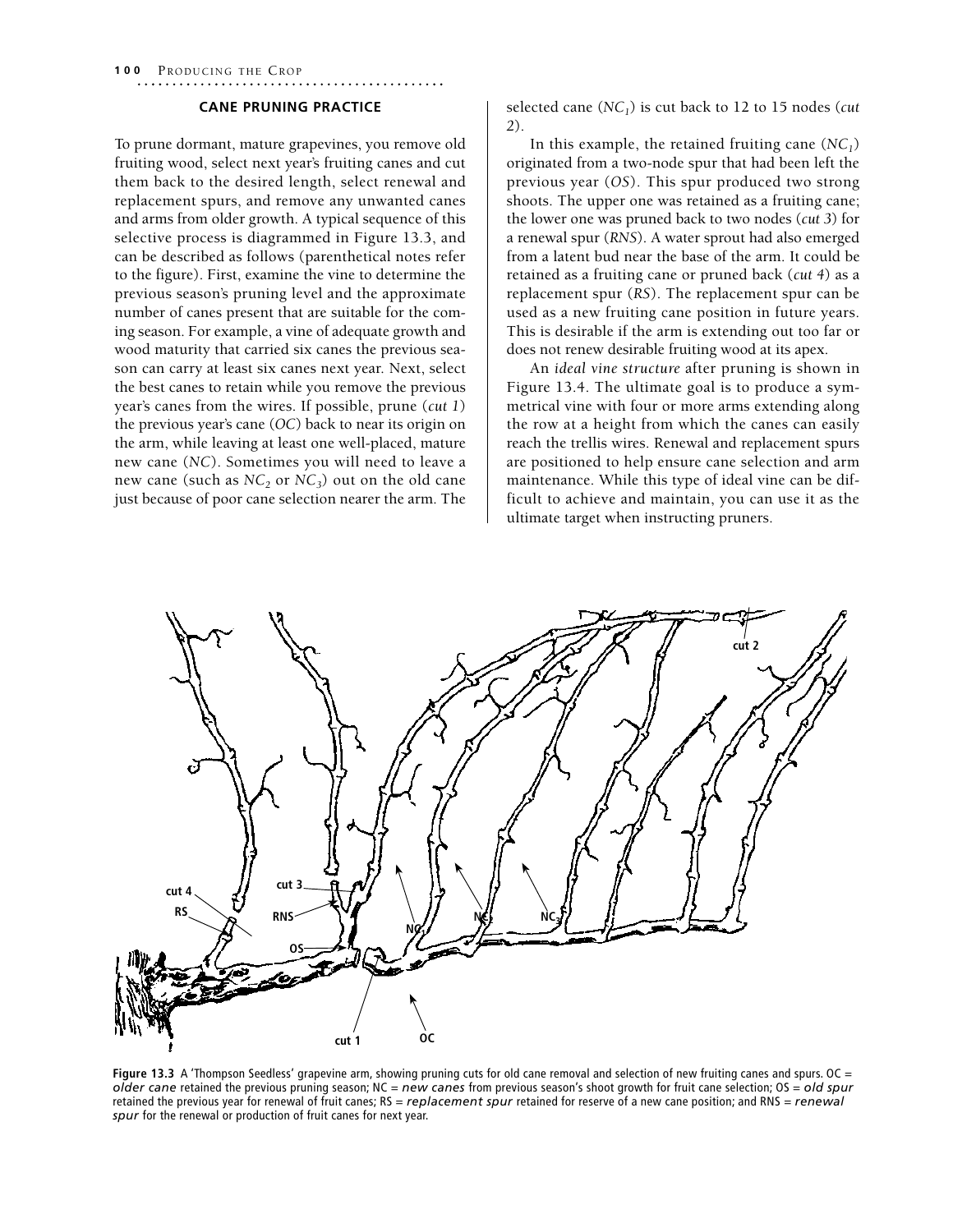## CANE PRUNING PRACTICE

To prune dormant, mature grapevines, you remove old fruiting wood, select next year's fruiting canes and cut them back to the desired length, select renewal and replacement spurs, and remove any unwanted canes and arms from older growth. A typical sequence of this selective process is diagrammed in Figure 13.3, and can be described as follows (parenthetical notes refer to the figure). First, examine the vine to determine the previous season's pruning level and the approximate number of canes present that are suitable for the coming season. For example, a vine of adequate growth and wood maturity that carried six canes the previous season can carry at least six canes next year. Next, select the best canes to retain while you remove the previous year's canes from the wires. If possible, prune (*cut 1*) the previous year's cane (*OC*) back to near its origin on the arm, while leaving at least one well-placed, mature new cane (*NC*). Sometimes you will need to leave a new cane (such as $NC_2$ or $NC_3$) out on the old cane just because of poor cane selection nearer the arm. The selected cane ($NC_1$) is cut back to 12 to 15 nodes (*cut 2*).

In this example, the retained fruiting cane ($NC_1$) originated from a two-node spur that had been left the previous year (*OS*). This spur produced two strong shoots. The upper one was retained as a fruiting cane; the lower one was pruned back to two nodes (*cut 3*) for a renewal spur (*RNS*). A water sprout had also emerged from a latent bud near the base of the arm. It could be retained as a fruiting cane or pruned back (*cut 4*) as a replacement spur (*RS*). The replacement spur can be used as a new fruiting cane position in future years. This is desirable if the arm is extending out too far or does not renew desirable fruiting wood at its apex.

An *ideal vine structure* after pruning is shown in Figure 13.4. The ultimate goal is to produce a symmetrical vine with four or more arms extending along the row at a height from which the canes can easily reach the trellis wires. Renewal and replacement spurs are positioned to help ensure cane selection and arm maintenance. While this type of ideal vine can be difficult to achieve and maintain, you can use it as the ultimate target when instructing pruners.

**Figure 13.3** A 'Thompson Seedless' grapevine arm, showing pruning cuts for old cane removal and selection of new fruiting canes and spurs. OC = *older cane* retained the previous pruning season; NC = *new canes* from previous season's shoot growth for fruit cane selection; OS = *old spur* retained the previous year for renewal of fruit canes; RS = *replacement spur* retained for reserve of a new cane position; and RNS = *renewal spur* for the renewal or production of fruit canes for next year.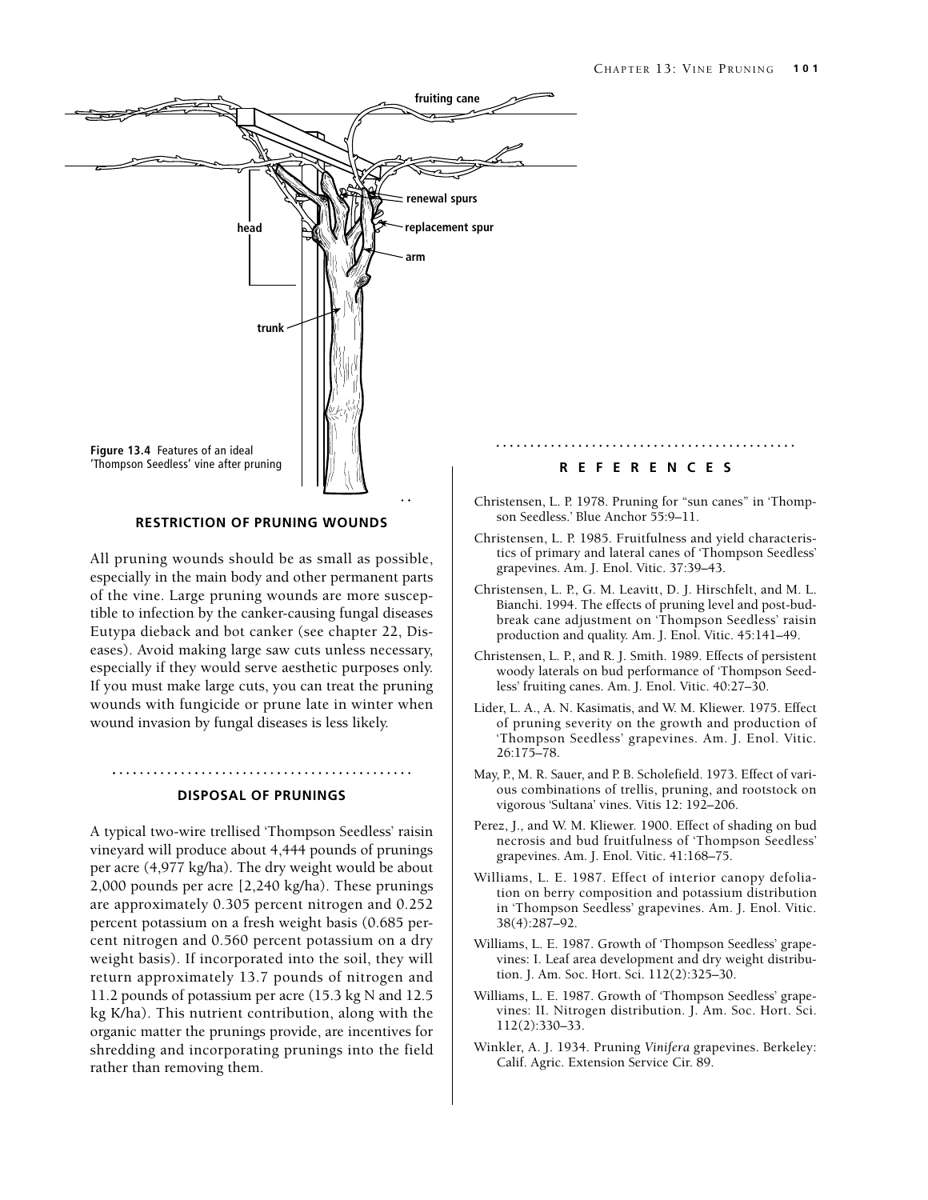fruiting cane

renewal spurs

replacement spur

head

arm

trunk

**Figure 13.4** Features of an ideal 'Thompson Seedless' vine after pruning

### RESTRICTION OF PRUNING WOUNDS

All pruning wounds should be as small as possible, especially in the main body and other permanent parts of the vine. Large pruning wounds are more susceptible to infection by the canker-causing fungal diseases Eutypa dieback and bot canker (see chapter 22, Diseases). Avoid making large saw cuts unless necessary, especially if they would serve aesthetic purposes only. If you must make large cuts, you can treat the pruning wounds with fungicide or prune late in winter when wound invasion by fungal diseases is less likely.

### DISPOSAL OF PRUNINGS

A typical two-wire trellised 'Thompson Seedless' raisin vineyard will produce about 4,444 pounds of prunings per acre (4,977 kg/ha). The dry weight would be about 2,000 pounds per acre [2,240 kg/ha). These prunings are approximately 0.305 percent nitrogen and 0.252 percent potassium on a fresh weight basis (0.685 percent nitrogen and 0.560 percent potassium on a dry weight basis). If incorporated into the soil, they will return approximately 13.7 pounds of nitrogen and 11.2 pounds of potassium per acre (15.3 kg N and 12.5 kg K/ha). This nutrient contribution, along with the organic matter the prunings provide, are incentives for shredding and incorporating prunings into the field rather than removing them.

### REFERENCES

Christensen, L. P. 1978. Pruning for "sun canes" in 'Thompson Seedless.' Blue Anchor 55:9–11.

Christensen, L. P. 1985. Fruitfulness and yield characteristics of primary and lateral canes of 'Thompson Seedless' grapevines. Am. J. Enol. Vitic. 37:39–43.

Christensen, L. P., G. M. Leavitt, D. J. Hirschfelt, and M. L. Bianchi. 1994. The effects of pruning level and post-budbreak cane adjustment on 'Thompson Seedless' raisin production and quality. Am. J. Enol. Vitic. 45:141–49.

Christensen, L. P., and R. J. Smith. 1989. Effects of persistent woody laterals on bud performance of 'Thompson Seedless' fruiting canes. Am. J. Enol. Vitic. 40:27–30.

Lider, L. A., A. N. Kasimatis, and W. M. Kliewer. 1975. Effect of pruning severity on the growth and production of 'Thompson Seedless' grapevines. Am. J. Enol. Vitic. 26:175–78.

May, P., M. R. Sauer, and P. B. Scholefield. 1973. Effect of various combinations of trellis, pruning, and rootstock on vigorous 'Sultana' vines. Vitis 12: 192–206.

Perez, J., and W. M. Kliewer. 1900. Effect of shading on bud necrosis and bud fruitfulness of 'Thompson Seedless' grapevines. Am. J. Enol. Vitic. 41:168–75.

Williams, L. E. 1987. Effect of interior canopy defoliation on berry composition and potassium distribution in 'Thompson Seedless' grapevines. Am. J. Enol. Vitic. 38(4):287–92.

Williams, L. E. 1987. Growth of 'Thompson Seedless' grapevines: I. Leaf area development and dry weight distribution. J. Am. Soc. Hort. Sci. 112(2):325–30.

Williams, L. E. 1987. Growth of 'Thompson Seedless' grapevines: II. Nitrogen distribution. J. Am. Soc. Hort. Sci. 112(2):330–33.

Winkler, A. J. 1934. Pruning *Vinifera* grapevines. Berkeley: Calif. Agric. Extension Service Cir. 89.